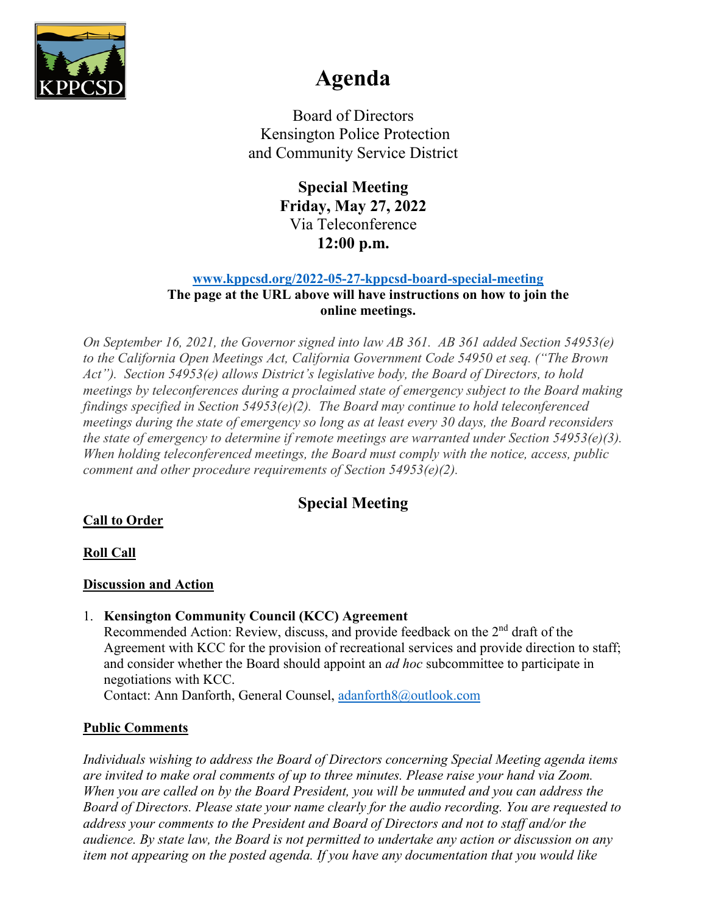# Agenda

Board of Directors
Kensington Police Protection
and Community Service District

**Special Meeting**
**Friday, May 27, 2022**
Via Teleconference
**12:00 p.m.**

**[www.kppcsd.org/2022-05-27-kppcsd-board-special-meeting](http://www.kppcsd.org/2022-05-27-kppcsd-board-special-meeting)**
**The page at the URL above will have instructions on how to join the online meetings.**

*On September 16, 2021, the Governor signed into law AB 361. AB 361 added Section 54953(e) to the California Open Meetings Act, California Government Code 54950 et seq. ("The Brown Act"). Section 54953(e) allows District's legislative body, the Board of Directors, to hold meetings by teleconferences during a proclaimed state of emergency subject to the Board making findings specified in Section 54953(e)(2). The Board may continue to hold teleconferenced meetings during the state of emergency so long as at least every 30 days, the Board reconsiders the state of emergency to determine if remote meetings are warranted under Section 54953(e)(3). When holding teleconferenced meetings, the Board must comply with the notice, access, public comment and other procedure requirements of Section 54953(e)(2).*

## Special Meeting

**Call to Order**

**Roll Call**

**Discussion and Action**

1. **Kensington Community Council (KCC) Agreement**
   Recommended Action: Review, discuss, and provide feedback on the 2nd draft of the Agreement with KCC for the provision of recreational services and provide direction to staff; and consider whether the Board should appoint an *ad hoc* subcommittee to participate in negotiations with KCC.
   Contact: Ann Danforth, General Counsel, adanforth8@outlook.com

**Public Comments**

*Individuals wishing to address the Board of Directors concerning Special Meeting agenda items are invited to make oral comments of up to three minutes. Please raise your hand via Zoom. When you are called on by the Board President, you will be unmuted and you can address the Board of Directors. Please state your name clearly for the audio recording. You are requested to address your comments to the President and Board of Directors and not to staff and/or the audience. By state law, the Board is not permitted to undertake any action or discussion on any item not appearing on the posted agenda. If you have any documentation that you would like*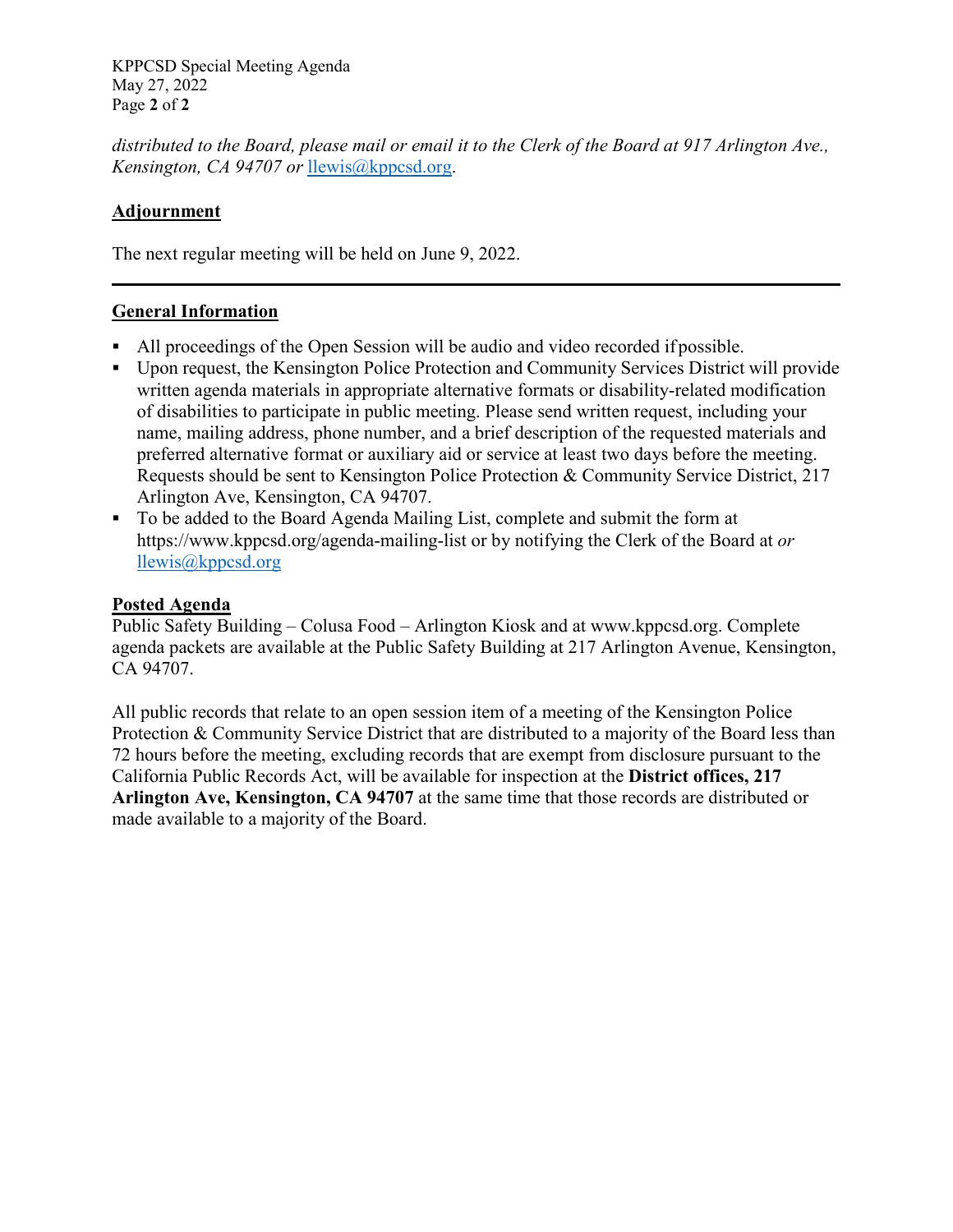*distributed to the Board, please mail or email it to the Clerk of the Board at 917 Arlington Ave., Kensington, CA 94707 or* llewis@kppcsd.org.

## Adjournment

The next regular meeting will be held on June 9, 2022.

---

## General Information

- All proceedings of the Open Session will be audio and video recorded if possible.
- Upon request, the Kensington Police Protection and Community Services District will provide written agenda materials in appropriate alternative formats or disability-related modification of disabilities to participate in public meeting. Please send written request, including your name, mailing address, phone number, and a brief description of the requested materials and preferred alternative format or auxiliary aid or service at least two days before the meeting. Requests should be sent to Kensington Police Protection & Community Service District, 217 Arlington Ave, Kensington, CA 94707.
- To be added to the Board Agenda Mailing List, complete and submit the form at https://www.kppcsd.org/agenda-mailing-list or by notifying the Clerk of the Board at *or* llewis@kppcsd.org

## Posted Agenda

Public Safety Building – Colusa Food – Arlington Kiosk and at www.kppcsd.org. Complete agenda packets are available at the Public Safety Building at 217 Arlington Avenue, Kensington, CA 94707.

All public records that relate to an open session item of a meeting of the Kensington Police Protection & Community Service District that are distributed to a majority of the Board less than 72 hours before the meeting, excluding records that are exempt from disclosure pursuant to the California Public Records Act, will be available for inspection at the **District offices, 217 Arlington Ave, Kensington, CA 94707** at the same time that those records are distributed or made available to a majority of the Board.